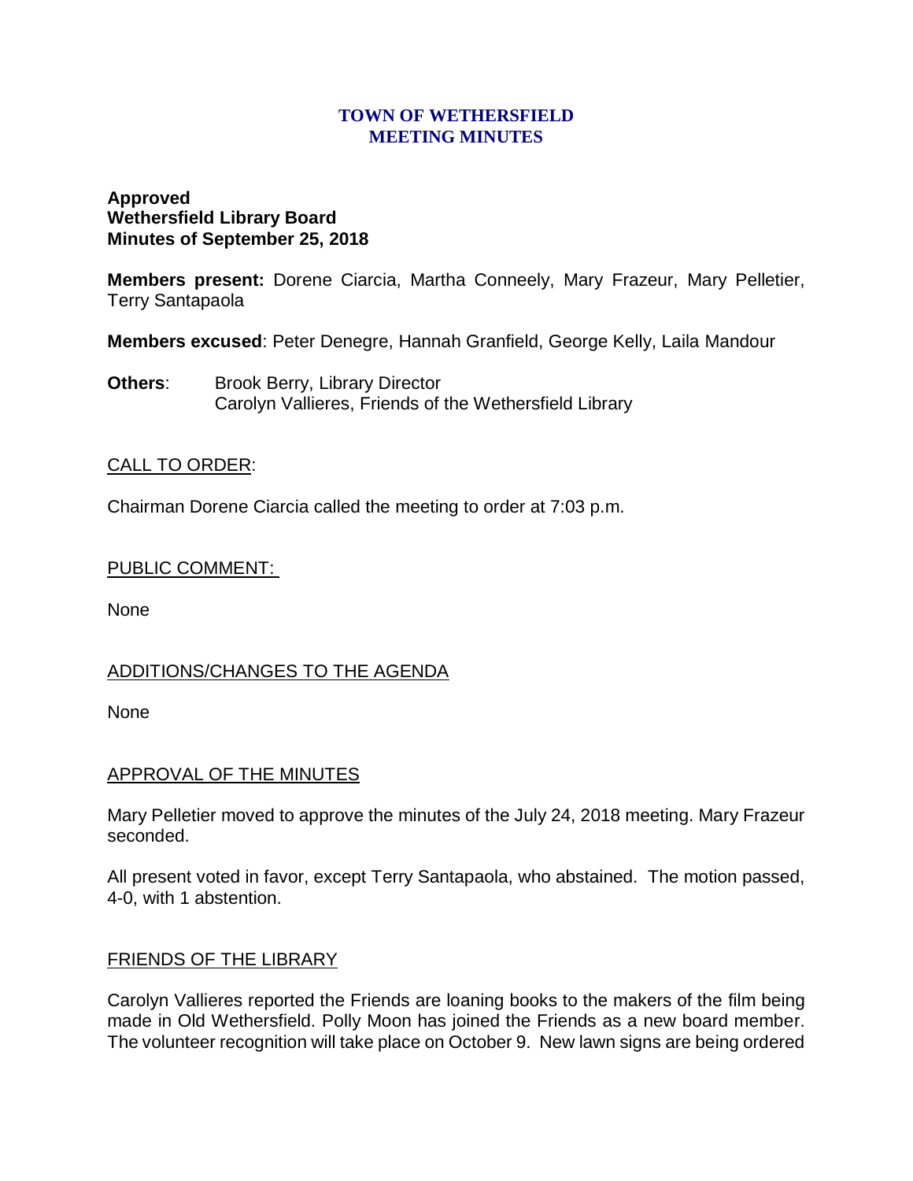# TOWN OF WETHERSFIELD
# MEETING MINUTES

**Approved**
**Wethersfield Library Board**
**Minutes of September 25, 2018**

**Members present:** Dorene Ciarcia, Martha Conneely, Mary Frazeur, Mary Pelletier, Terry Santapaola

**Members excused**: Peter Denegre, Hannah Granfield, George Kelly, Laila Mandour

**Others**: Brook Berry, Library Director
Carolyn Vallieres, Friends of the Wethersfield Library

## CALL TO ORDER:

Chairman Dorene Ciarcia called the meeting to order at 7:03 p.m.

## PUBLIC COMMENT:

None

## ADDITIONS/CHANGES TO THE AGENDA

None

## APPROVAL OF THE MINUTES

Mary Pelletier moved to approve the minutes of the July 24, 2018 meeting. Mary Frazeur seconded.

All present voted in favor, except Terry Santapaola, who abstained. The motion passed, 4-0, with 1 abstention.

## FRIENDS OF THE LIBRARY

Carolyn Vallieres reported the Friends are loaning books to the makers of the film being made in Old Wethersfield. Polly Moon has joined the Friends as a new board member. The volunteer recognition will take place on October 9. New lawn signs are being ordered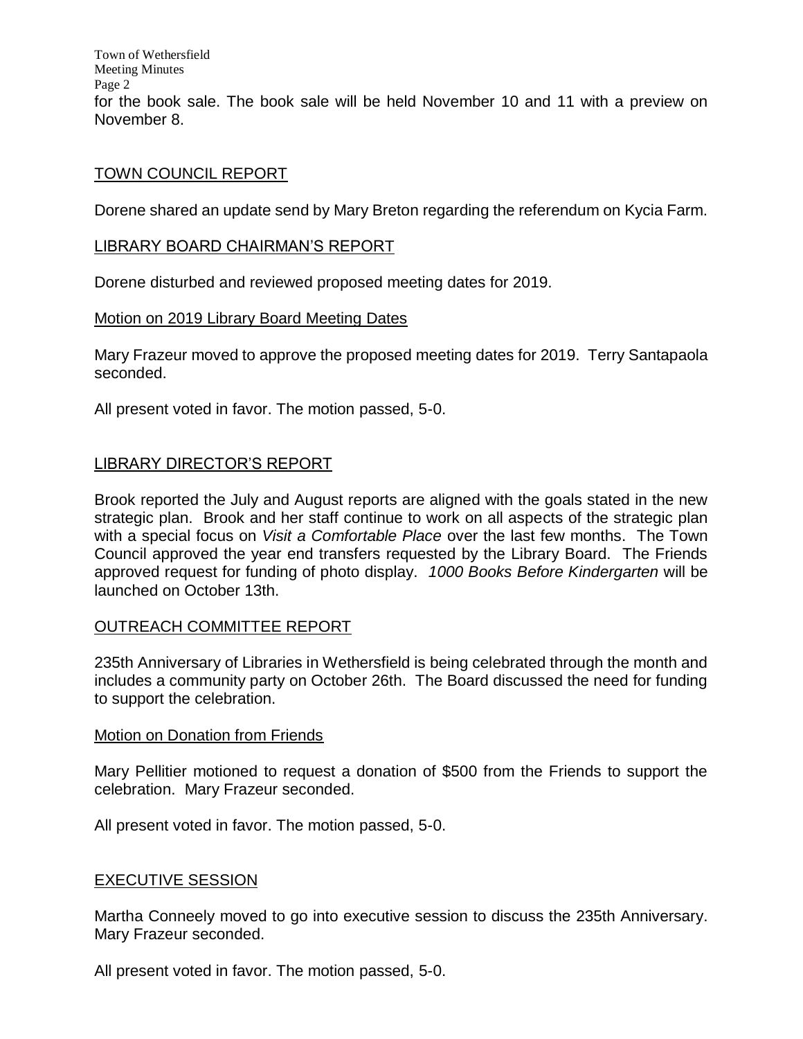for the book sale. The book sale will be held November 10 and 11 with a preview on November 8.

## TOWN COUNCIL REPORT

Dorene shared an update send by Mary Breton regarding the referendum on Kycia Farm.

## LIBRARY BOARD CHAIRMAN'S REPORT

Dorene disturbed and reviewed proposed meeting dates for 2019.

### Motion on 2019 Library Board Meeting Dates

Mary Frazeur moved to approve the proposed meeting dates for 2019. Terry Santapaola seconded.

All present voted in favor. The motion passed, 5-0.

## LIBRARY DIRECTOR'S REPORT

Brook reported the July and August reports are aligned with the goals stated in the new strategic plan. Brook and her staff continue to work on all aspects of the strategic plan with a special focus on *Visit a Comfortable Place* over the last few months. The Town Council approved the year end transfers requested by the Library Board. The Friends approved request for funding of photo display. *1000 Books Before Kindergarten* will be launched on October 13th.

## OUTREACH COMMITTEE REPORT

235th Anniversary of Libraries in Wethersfield is being celebrated through the month and includes a community party on October 26th. The Board discussed the need for funding to support the celebration.

### Motion on Donation from Friends

Mary Pellitier motioned to request a donation of $500 from the Friends to support the celebration. Mary Frazeur seconded.

All present voted in favor. The motion passed, 5-0.

## EXECUTIVE SESSION

Martha Conneely moved to go into executive session to discuss the 235th Anniversary. Mary Frazeur seconded.

All present voted in favor. The motion passed, 5-0.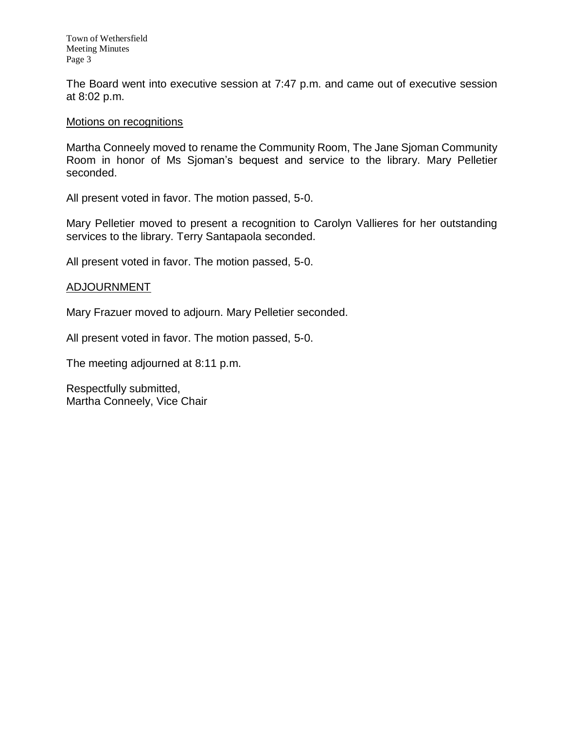The Board went into executive session at 7:47 p.m. and came out of executive session at 8:02 p.m.

Motions on recognitions

Martha Conneely moved to rename the Community Room, The Jane Sjoman Community Room in honor of Ms Sjoman's bequest and service to the library. Mary Pelletier seconded.

All present voted in favor. The motion passed, 5-0.

Mary Pelletier moved to present a recognition to Carolyn Vallieres for her outstanding services to the library. Terry Santapaola seconded.

All present voted in favor. The motion passed, 5-0.

ADJOURNMENT

Mary Frazuer moved to adjourn. Mary Pelletier seconded.

All present voted in favor. The motion passed, 5-0.

The meeting adjourned at 8:11 p.m.

Respectfully submitted,
Martha Conneely, Vice Chair